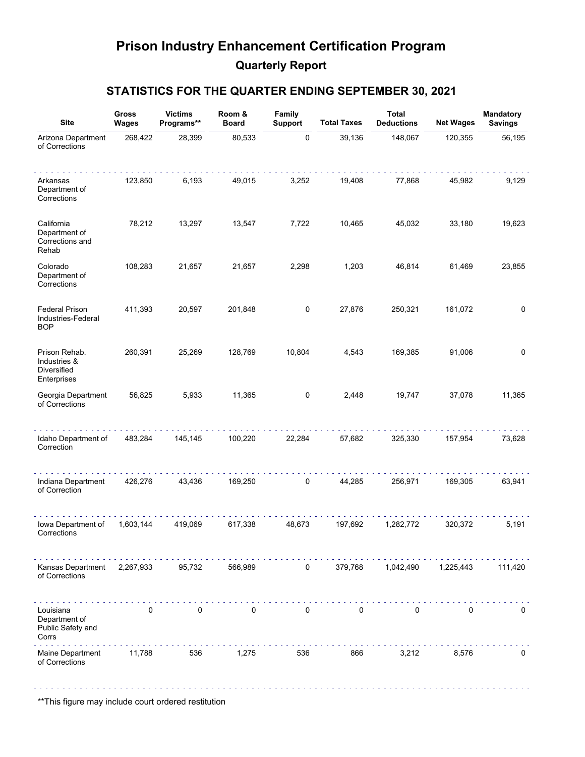# Prison Industry Enhancement Certification Program

## Quarterly Report

### STATISTICS FOR THE QUARTER ENDING SEPTEMBER 30, 2021

| Site | Gross Wages | Victims Programs** | Room & Board | Family Support | Total Taxes | Total Deductions | Net Wages | Mandatory Savings |
|---|---|---|---|---|---|---|---|---|
| Arizona Department of Corrections | 268,422 | 28,399 | 80,533 | 0 | 39,136 | 148,067 | 120,355 | 56,195 |
| Arkansas Department of Corrections | 123,850 | 6,193 | 49,015 | 3,252 | 19,408 | 77,868 | 45,982 | 9,129 |
| California Department of Corrections and Rehab | 78,212 | 13,297 | 13,547 | 7,722 | 10,465 | 45,032 | 33,180 | 19,623 |
| Colorado Department of Corrections | 108,283 | 21,657 | 21,657 | 2,298 | 1,203 | 46,814 | 61,469 | 23,855 |
| Federal Prison Industries-Federal BOP | 411,393 | 20,597 | 201,848 | 0 | 27,876 | 250,321 | 161,072 | 0 |
| Prison Rehab. Industries & Diversified Enterprises | 260,391 | 25,269 | 128,769 | 10,804 | 4,543 | 169,385 | 91,006 | 0 |
| Georgia Department of Corrections | 56,825 | 5,933 | 11,365 | 0 | 2,448 | 19,747 | 37,078 | 11,365 |
| Idaho Department of Correction | 483,284 | 145,145 | 100,220 | 22,284 | 57,682 | 325,330 | 157,954 | 73,628 |
| Indiana Department of Correction | 426,276 | 43,436 | 169,250 | 0 | 44,285 | 256,971 | 169,305 | 63,941 |
| Iowa Department of Corrections | 1,603,144 | 419,069 | 617,338 | 48,673 | 197,692 | 1,282,772 | 320,372 | 5,191 |
| Kansas Department of Corrections | 2,267,933 | 95,732 | 566,989 | 0 | 379,768 | 1,042,490 | 1,225,443 | 111,420 |
| Louisiana Department of Public Safety and Corrs | 0 | 0 | 0 | 0 | 0 | 0 | 0 | 0 |
| Maine Department of Corrections | 11,788 | 536 | 1,275 | 536 | 866 | 3,212 | 8,576 | 0 |

**This figure may include court ordered restitution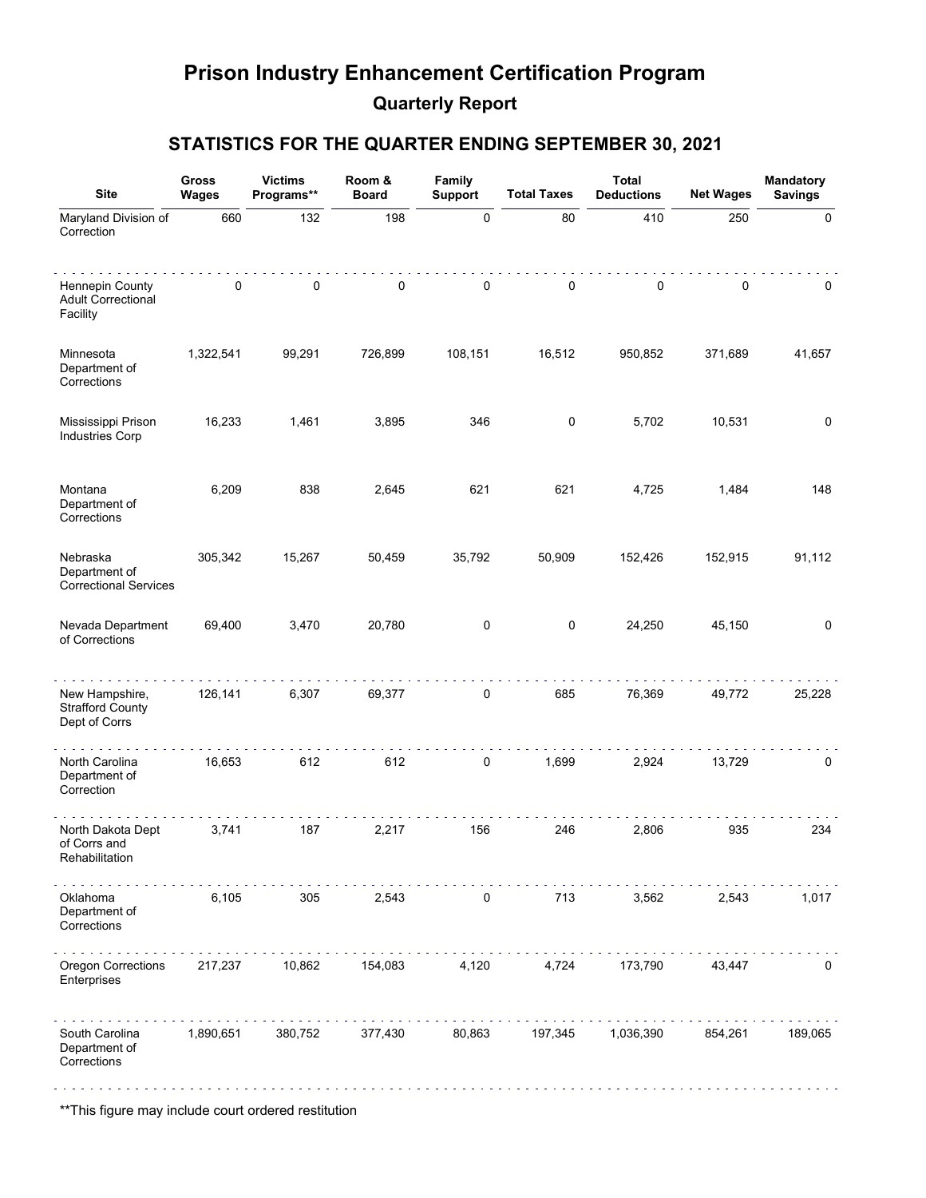# Prison Industry Enhancement Certification Program

## Quarterly Report

### STATISTICS FOR THE QUARTER ENDING SEPTEMBER 30, 2021

| Site | Gross Wages | Victims Programs** | Room & Board | Family Support | Total Taxes | Total Deductions | Net Wages | Mandatory Savings |
|---|---|---|---|---|---|---|---|---|
| Maryland Division of Correction | 660 | 132 | 198 | 0 | 80 | 410 | 250 | 0 |
| Hennepin County Adult Correctional Facility | 0 | 0 | 0 | 0 | 0 | 0 | 0 | 0 |
| Minnesota Department of Corrections | 1,322,541 | 99,291 | 726,899 | 108,151 | 16,512 | 950,852 | 371,689 | 41,657 |
| Mississippi Prison Industries Corp | 16,233 | 1,461 | 3,895 | 346 | 0 | 5,702 | 10,531 | 0 |
| Montana Department of Corrections | 6,209 | 838 | 2,645 | 621 | 621 | 4,725 | 1,484 | 148 |
| Nebraska Department of Correctional Services | 305,342 | 15,267 | 50,459 | 35,792 | 50,909 | 152,426 | 152,915 | 91,112 |
| Nevada Department of Corrections | 69,400 | 3,470 | 20,780 | 0 | 0 | 24,250 | 45,150 | 0 |
| New Hampshire, Strafford County Dept of Corrs | 126,141 | 6,307 | 69,377 | 0 | 685 | 76,369 | 49,772 | 25,228 |
| North Carolina Department of Correction | 16,653 | 612 | 612 | 0 | 1,699 | 2,924 | 13,729 | 0 |
| North Dakota Dept of Corrs and Rehabilitation | 3,741 | 187 | 2,217 | 156 | 246 | 2,806 | 935 | 234 |
| Oklahoma Department of Corrections | 6,105 | 305 | 2,543 | 0 | 713 | 3,562 | 2,543 | 1,017 |
| Oregon Corrections Enterprises | 217,237 | 10,862 | 154,083 | 4,120 | 4,724 | 173,790 | 43,447 | 0 |
| South Carolina Department of Corrections | 1,890,651 | 380,752 | 377,430 | 80,863 | 197,345 | 1,036,390 | 854,261 | 189,065 |

**This figure may include court ordered restitution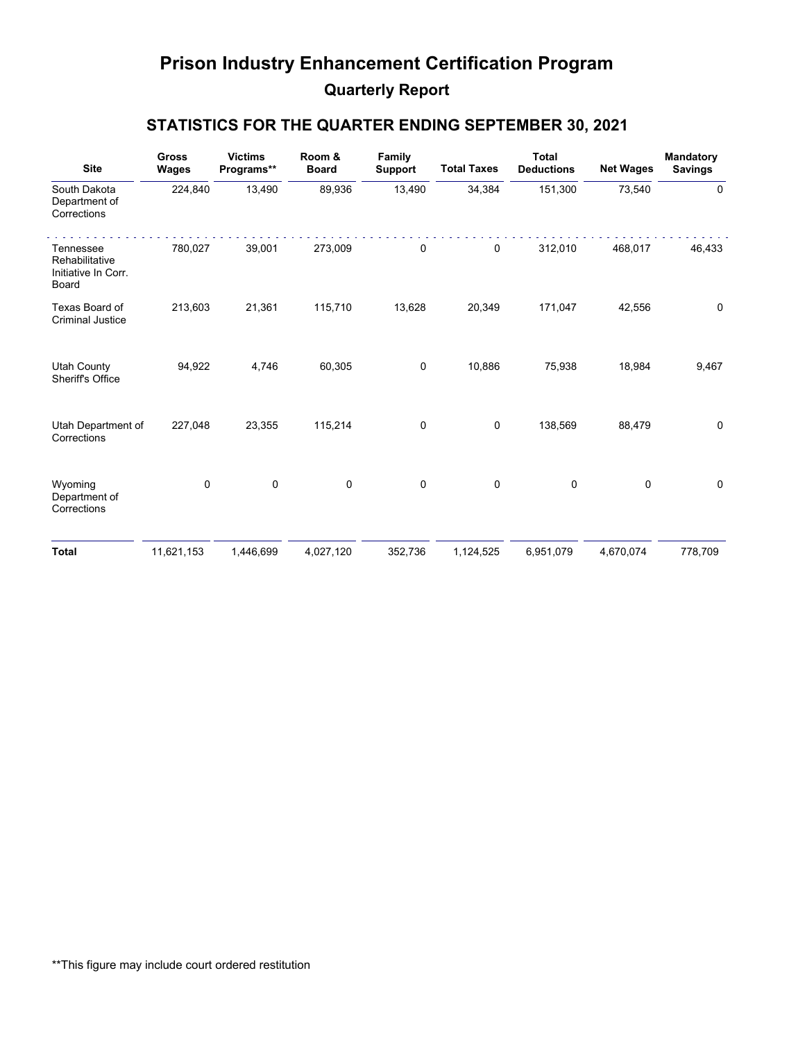# Prison Industry Enhancement Certification Program

## Quarterly Report

### STATISTICS FOR THE QUARTER ENDING SEPTEMBER 30, 2021

| Site | Gross Wages | Victims Programs** | Room & Board | Family Support | Total Taxes | Total Deductions | Net Wages | Mandatory Savings |
|---|---|---|---|---|---|---|---|---|
| South Dakota Department of Corrections | 224,840 | 13,490 | 89,936 | 13,490 | 34,384 | 151,300 | 73,540 | 0 |
| Tennessee Rehabilitative Initiative In Corr. Board | 780,027 | 39,001 | 273,009 | 0 | 0 | 312,010 | 468,017 | 46,433 |
| Texas Board of Criminal Justice | 213,603 | 21,361 | 115,710 | 13,628 | 20,349 | 171,047 | 42,556 | 0 |
| Utah County Sheriff's Office | 94,922 | 4,746 | 60,305 | 0 | 10,886 | 75,938 | 18,984 | 9,467 |
| Utah Department of Corrections | 227,048 | 23,355 | 115,214 | 0 | 0 | 138,569 | 88,479 | 0 |
| Wyoming Department of Corrections | 0 | 0 | 0 | 0 | 0 | 0 | 0 | 0 |
| **Total** | 11,621,153 | 1,446,699 | 4,027,120 | 352,736 | 1,124,525 | 6,951,079 | 4,670,074 | 778,709 |

**This figure may include court ordered restitution